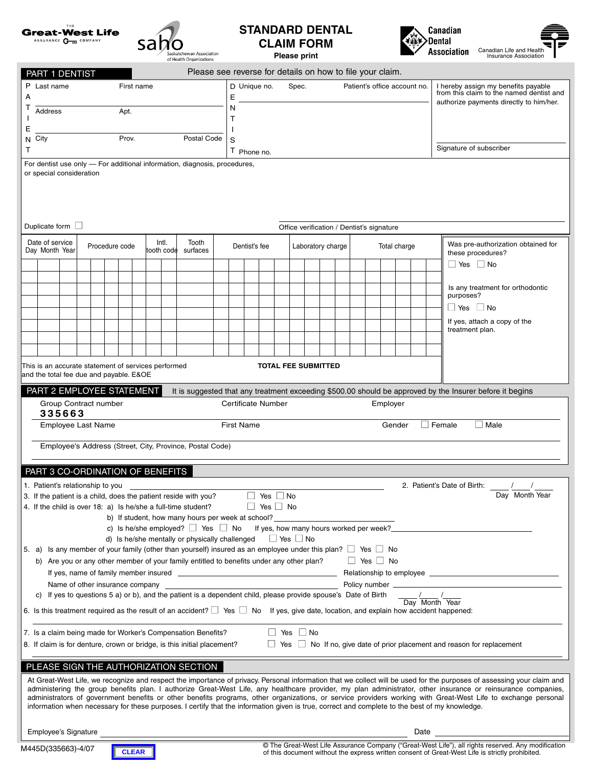Great-West Life Assurance Company | saho Saskatchewan Association of Health Organizations

# STANDARD DENTAL CLAIM FORM

**Please print**

Canadian Dental Association | Canadian Life and Health Insurance Association

## PART 1 DENTIST

Please see reverse for details on how to file your claim.

**PATIENT**

Last name | First name

Address | Apt.

City | Prov. | Postal Code

**DENTIST**

Unique no. | Spec. | Patient's office account no.

Phone no.

I hereby assign my benefits payable from this claim to the named dentist and authorize payments directly to him/her.

Signature of subscriber

For dentist use only — For additional information, diagnosis, procedures, or special consideration

Duplicate form ☐

Office verification / Dentist's signature

| Date of service Day Month Year | Procedure code | Intl. tooth code | Tooth surfaces | Dentist's fee | Laboratory charge | Total charge |
|---|---|---|---|---|---|---|
| | | | | | | |
| | | | | | | |
| | | | | | | |
| | | | | | | |
| | | | | | | |
| | | | | | | |
| | | | | | | |
| | | | | | | |

This is an accurate statement of services performed and the total fee due and payable. E&OE

**TOTAL FEE SUBMITTED**

Was pre-authorization obtained for these procedures?
☐ Yes ☐ No

Is any treatment for orthodontic purposes?
☐ Yes ☐ No

If yes, attach a copy of the treatment plan.

## PART 2 EMPLOYEE STATEMENT

It is suggested that any treatment exceeding $500.00 should be approved by the Insurer before it begins

Group Contract number
**335663**

Certificate Number

Employer

Employee Last Name | First Name | Gender ☐ Female ☐ Male

Employee's Address (Street, City, Province, Postal Code)

## PART 3 CO-ORDINATION OF BENEFITS

1. Patient's relationship to you ______
2. Patient's Date of Birth: ___ / ___ / ___ (Day Month Year)
3. If the patient is a child, does the patient reside with you? ☐ Yes ☐ No
4. If the child is over 18: a) Is he/she a full-time student? ☐ Yes ☐ No
   - b) If student, how many hours per week at school? ______
   - c) Is he/she employed? ☐ Yes ☐ No If yes, how many hours worked per week? ______
   - d) Is he/she mentally or physically challenged ☐ Yes ☐ No
5. a) Is any member of your family (other than yourself) insured as an employee under this plan? ☐ Yes ☐ No
   - b) Are you or any other member of your family entitled to benefits under any other plan? ☐ Yes ☐ No
   - If yes, name of family member insured ______ Relationship to employee ______
   - Name of other insurance company ______ Policy number ______
   - c) If yes to questions 5 a) or b), and the patient is a dependent child, please provide spouse's Date of Birth ___ / ___ / ___ (Day Month Year)
6. Is this treatment required as the result of an accident? ☐ Yes ☐ No If yes, give date, location, and explain how accident happened:
7. Is a claim being made for Worker's Compensation Benefits? ☐ Yes ☐ No
8. If claim is for denture, crown or bridge, is this initial placement? ☐ Yes ☐ No If no, give date of prior placement and reason for replacement

## PLEASE SIGN THE AUTHORIZATION SECTION

At Great-West Life, we recognize and respect the importance of privacy. Personal information that we collect will be used for the purposes of assessing your claim and administering the group benefits plan. I authorize Great-West Life, any healthcare provider, my plan administrator, other insurance or reinsurance companies, administrators of government benefits or other benefits programs, other organizations, or service providers working with Great-West Life to exchange personal information when necessary for these purposes. I certify that the information given is true, correct and complete to the best of my knowledge.

Employee's Signature ______ Date ______

M445D(335663)-4/07 CLEAR

© The Great-West Life Assurance Company ("Great-West Life"), all rights reserved. Any modification of this document without the express written consent of Great-West Life is strictly prohibited.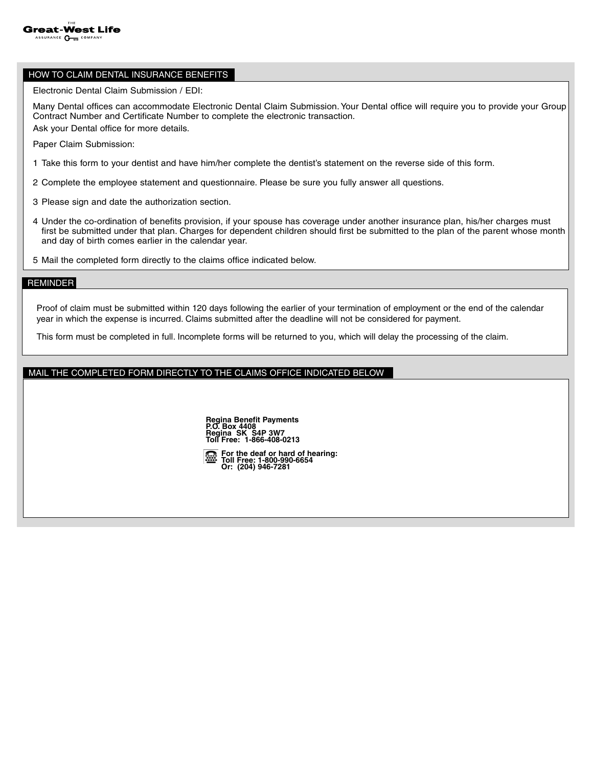The Great-West Life Assurance Company

## HOW TO CLAIM DENTAL INSURANCE BENEFITS

Electronic Dental Claim Submission / EDI:

Many Dental offices can accommodate Electronic Dental Claim Submission. Your Dental office will require you to provide your Group Contract Number and Certificate Number to complete the electronic transaction.
Ask your Dental office for more details.

Paper Claim Submission:

1. Take this form to your dentist and have him/her complete the dentist's statement on the reverse side of this form.
2. Complete the employee statement and questionnaire. Please be sure you fully answer all questions.
3. Please sign and date the authorization section.
4. Under the co-ordination of benefits provision, if your spouse has coverage under another insurance plan, his/her charges must first be submitted under that plan. Charges for dependent children should first be submitted to the plan of the parent whose month and day of birth comes earlier in the calendar year.
5. Mail the completed form directly to the claims office indicated below.

## REMINDER

Proof of claim must be submitted within 120 days following the earlier of your termination of employment or the end of the calendar year in which the expense is incurred. Claims submitted after the deadline will not be considered for payment.

This form must be completed in full. Incomplete forms will be returned to you, which will delay the processing of the claim.

## MAIL THE COMPLETED FORM DIRECTLY TO THE CLAIMS OFFICE INDICATED BELOW

**Regina Benefit Payments**
**P.O. Box 4408**
**Regina SK S4P 3W7**
**Toll Free: 1-866-408-0213**

**For the deaf or hard of hearing:**
**Toll Free: 1-800-990-6654**
**Or: (204) 946-7281**